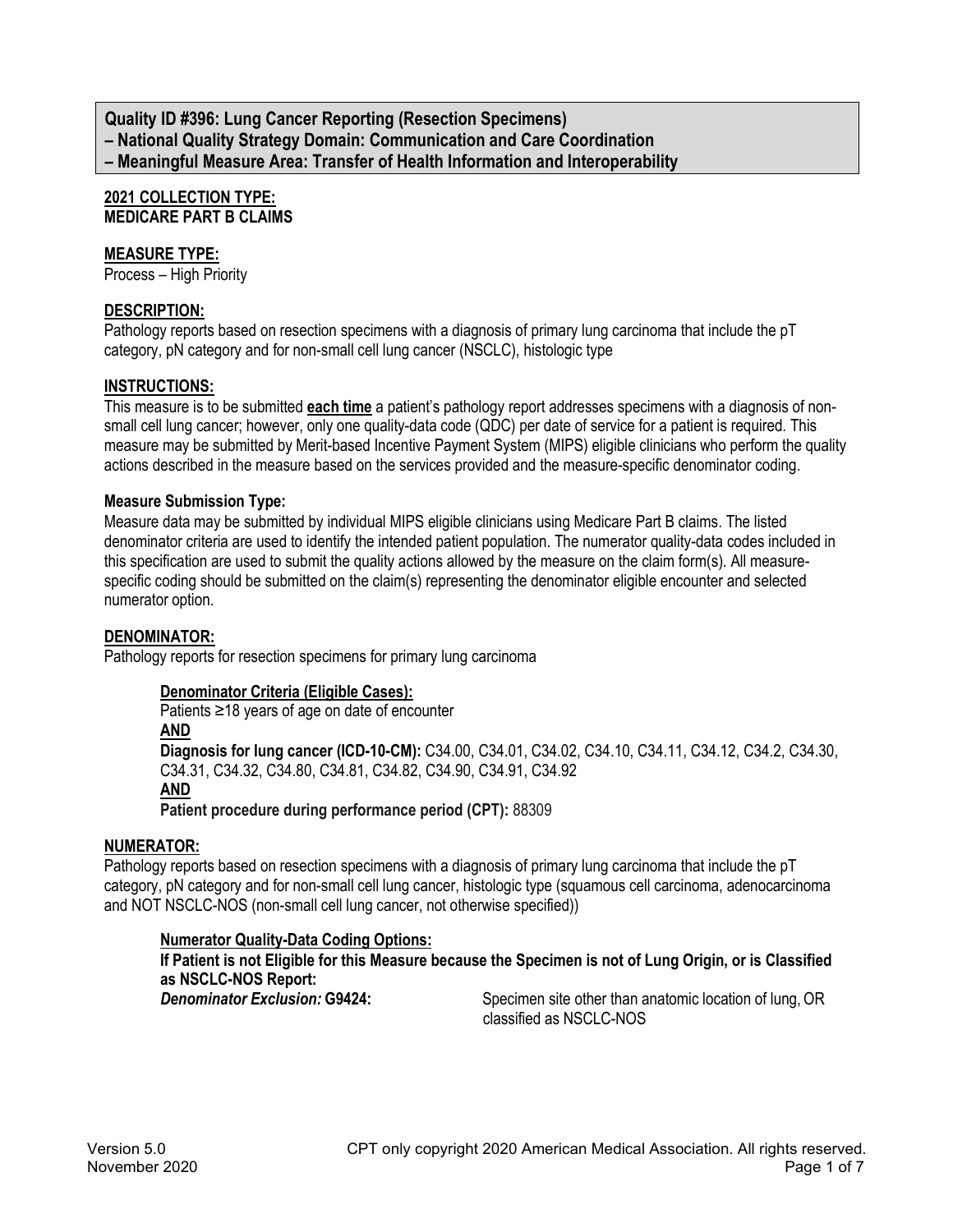**Quality ID #396: Lung Cancer Reporting (Resection Specimens)**
**– National Quality Strategy Domain: Communication and Care Coordination**
**– Meaningful Measure Area: Transfer of Health Information and Interoperability**

**2021 COLLECTION TYPE:**
**MEDICARE PART B CLAIMS**

**MEASURE TYPE:**
Process – High Priority

**DESCRIPTION:**
Pathology reports based on resection specimens with a diagnosis of primary lung carcinoma that include the pT category, pN category and for non-small cell lung cancer (NSCLC), histologic type

**INSTRUCTIONS:**
This measure is to be submitted **each time** a patient's pathology report addresses specimens with a diagnosis of non-small cell lung cancer; however, only one quality-data code (QDC) per date of service for a patient is required. This measure may be submitted by Merit-based Incentive Payment System (MIPS) eligible clinicians who perform the quality actions described in the measure based on the services provided and the measure-specific denominator coding.

**Measure Submission Type:**
Measure data may be submitted by individual MIPS eligible clinicians using Medicare Part B claims. The listed denominator criteria are used to identify the intended patient population. The numerator quality-data codes included in this specification are used to submit the quality actions allowed by the measure on the claim form(s). All measure-specific coding should be submitted on the claim(s) representing the denominator eligible encounter and selected numerator option.

**DENOMINATOR:**
Pathology reports for resection specimens for primary lung carcinoma

**Denominator Criteria (Eligible Cases):**
Patients ≥18 years of age on date of encounter
**AND**
**Diagnosis for lung cancer (ICD-10-CM):** C34.00, C34.01, C34.02, C34.10, C34.11, C34.12, C34.2, C34.30, C34.31, C34.32, C34.80, C34.81, C34.82, C34.90, C34.91, C34.92
**AND**
**Patient procedure during performance period (CPT):** 88309

**NUMERATOR:**
Pathology reports based on resection specimens with a diagnosis of primary lung carcinoma that include the pT category, pN category and for non-small cell lung cancer, histologic type (squamous cell carcinoma, adenocarcinoma and NOT NSCLC-NOS (non-small cell lung cancer, not otherwise specified))

**Numerator Quality-Data Coding Options:**
**If Patient is not Eligible for this Measure because the Specimen is not of Lung Origin, or is Classified as NSCLC-NOS Report:**
***Denominator Exclusion:* G9424:** Specimen site other than anatomic location of lung, OR classified as NSCLC-NOS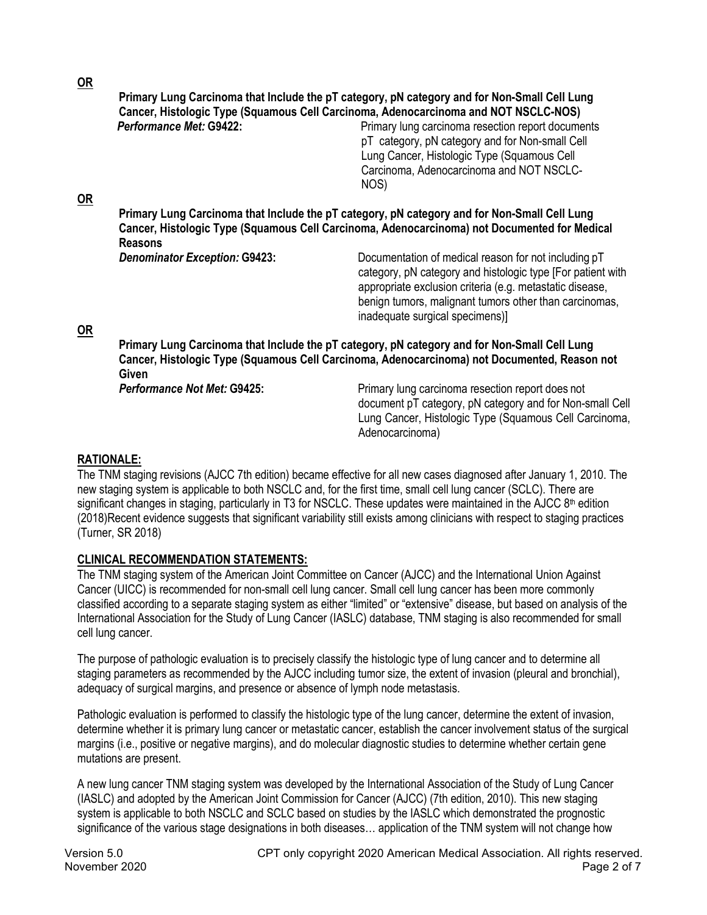**OR**

**Primary Lung Carcinoma that Include the pT category, pN category and for Non-Small Cell Lung Cancer, Histologic Type (Squamous Cell Carcinoma, Adenocarcinoma and NOT NSCLC-NOS)**

***Performance Met:* G9422:** Primary lung carcinoma resection report documents pT category, pN category and for Non-small Cell Lung Cancer, Histologic Type (Squamous Cell Carcinoma, Adenocarcinoma and NOT NSCLC-NOS)

**OR**

**Primary Lung Carcinoma that Include the pT category, pN category and for Non-Small Cell Lung Cancer, Histologic Type (Squamous Cell Carcinoma, Adenocarcinoma) not Documented for Medical Reasons**

***Denominator Exception:* G9423:** Documentation of medical reason for not including pT category, pN category and histologic type [For patient with appropriate exclusion criteria (e.g. metastatic disease, benign tumors, malignant tumors other than carcinomas, inadequate surgical specimens)]

**OR**

**Primary Lung Carcinoma that Include the pT category, pN category and for Non-Small Cell Lung Cancer, Histologic Type (Squamous Cell Carcinoma, Adenocarcinoma) not Documented, Reason not Given**

***Performance Not Met:* G9425:** Primary lung carcinoma resection report does not document pT category, pN category and for Non-small Cell Lung Cancer, Histologic Type (Squamous Cell Carcinoma, Adenocarcinoma)

## RATIONALE:

The TNM staging revisions (AJCC 7th edition) became effective for all new cases diagnosed after January 1, 2010. The new staging system is applicable to both NSCLC and, for the first time, small cell lung cancer (SCLC). There are significant changes in staging, particularly in T3 for NSCLC. These updates were maintained in the AJCC 8th edition (2018)Recent evidence suggests that significant variability still exists among clinicians with respect to staging practices (Turner, SR 2018)

## CLINICAL RECOMMENDATION STATEMENTS:

The TNM staging system of the American Joint Committee on Cancer (AJCC) and the International Union Against Cancer (UICC) is recommended for non-small cell lung cancer. Small cell lung cancer has been more commonly classified according to a separate staging system as either "limited" or "extensive" disease, but based on analysis of the International Association for the Study of Lung Cancer (IASLC) database, TNM staging is also recommended for small cell lung cancer.

The purpose of pathologic evaluation is to precisely classify the histologic type of lung cancer and to determine all staging parameters as recommended by the AJCC including tumor size, the extent of invasion (pleural and bronchial), adequacy of surgical margins, and presence or absence of lymph node metastasis.

Pathologic evaluation is performed to classify the histologic type of the lung cancer, determine the extent of invasion, determine whether it is primary lung cancer or metastatic cancer, establish the cancer involvement status of the surgical margins (i.e., positive or negative margins), and do molecular diagnostic studies to determine whether certain gene mutations are present.

A new lung cancer TNM staging system was developed by the International Association of the Study of Lung Cancer (IASLC) and adopted by the American Joint Commission for Cancer (AJCC) (7th edition, 2010). This new staging system is applicable to both NSCLC and SCLC based on studies by the IASLC which demonstrated the prognostic significance of the various stage designations in both diseases… application of the TNM system will not change how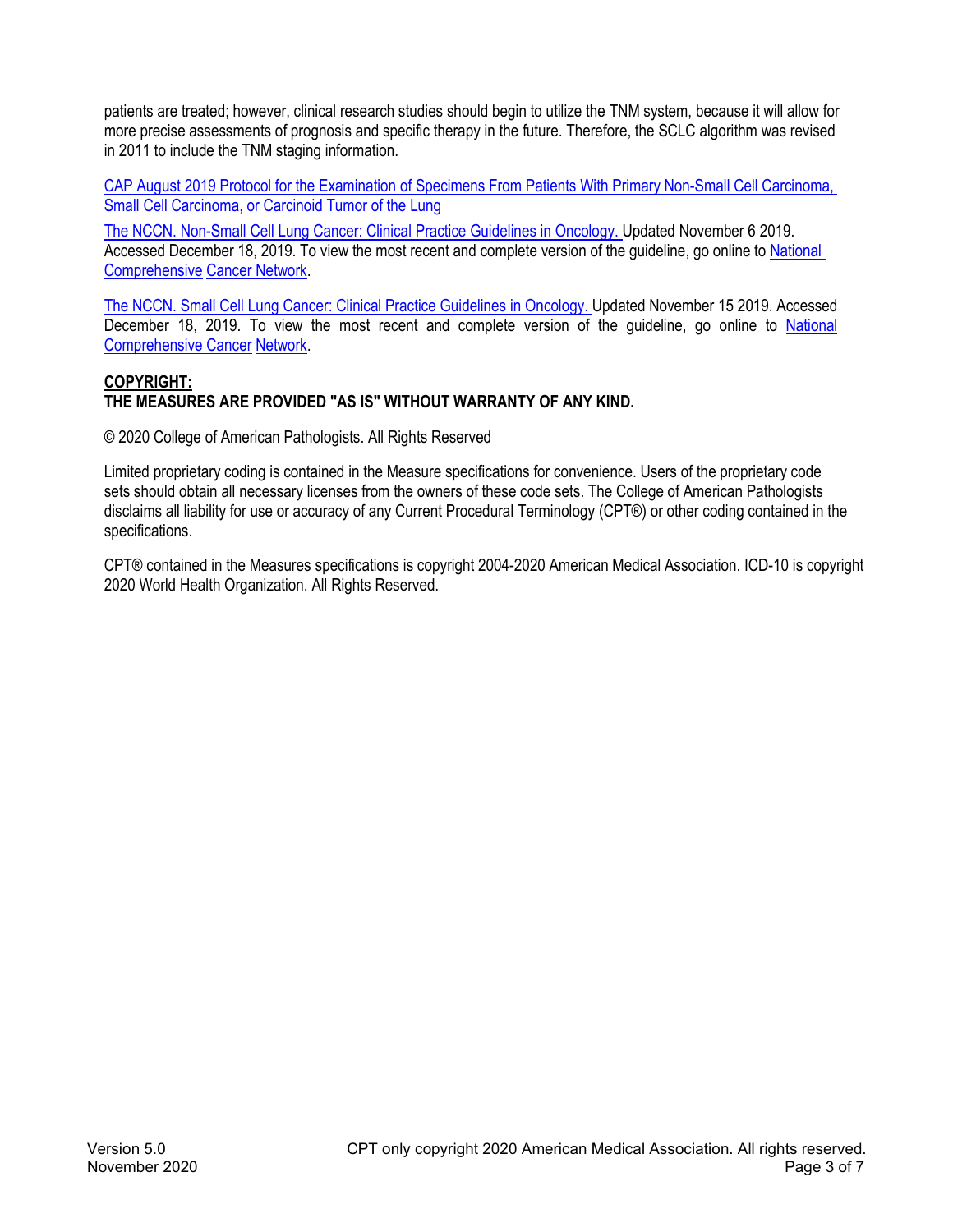patients are treated; however, clinical research studies should begin to utilize the TNM system, because it will allow for more precise assessments of prognosis and specific therapy in the future. Therefore, the SCLC algorithm was revised in 2011 to include the TNM staging information.

CAP August 2019 Protocol for the Examination of Specimens From Patients With Primary Non-Small Cell Carcinoma, Small Cell Carcinoma, or Carcinoid Tumor of the Lung

The NCCN. Non-Small Cell Lung Cancer: Clinical Practice Guidelines in Oncology. Updated November 6 2019. Accessed December 18, 2019. To view the most recent and complete version of the guideline, go online to National Comprehensive Cancer Network.

The NCCN. Small Cell Lung Cancer: Clinical Practice Guidelines in Oncology. Updated November 15 2019. Accessed December 18, 2019. To view the most recent and complete version of the guideline, go online to National Comprehensive Cancer Network.

**COPYRIGHT:**

**THE MEASURES ARE PROVIDED "AS IS" WITHOUT WARRANTY OF ANY KIND.**

© 2020 College of American Pathologists. All Rights Reserved

Limited proprietary coding is contained in the Measure specifications for convenience. Users of the proprietary code sets should obtain all necessary licenses from the owners of these code sets. The College of American Pathologists disclaims all liability for use or accuracy of any Current Procedural Terminology (CPT®) or other coding contained in the specifications.

CPT® contained in the Measures specifications is copyright 2004-2020 American Medical Association. ICD-10 is copyright 2020 World Health Organization. All Rights Reserved.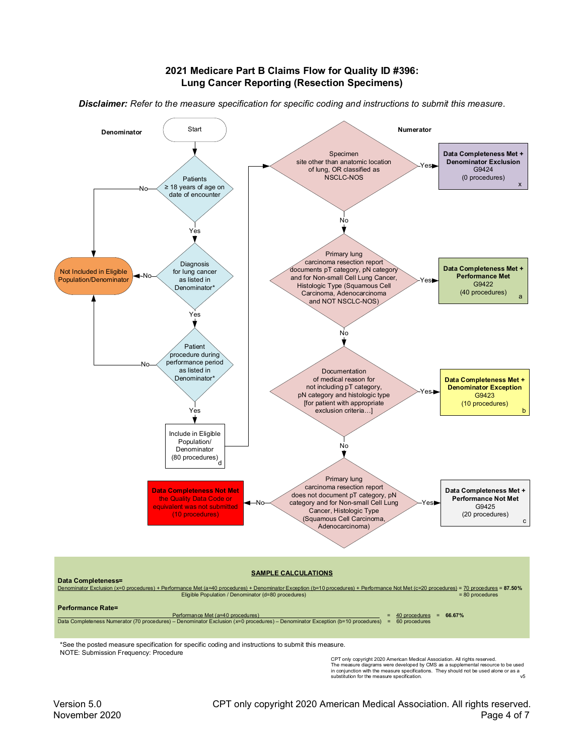# 2021 Medicare Part B Claims Flow for Quality ID #396: Lung Cancer Reporting (Resection Specimens)

***Disclaimer:*** *Refer to the measure specification for specific coding and instructions to submit this measure.*

**Denominator**

Start

Patients ≥ 18 years of age on date of encounter
- No → Not Included in Eligible Population/Denominator
- Yes → Diagnosis for lung cancer as listed in Denominator*
  - No → Not Included in Eligible Population/Denominator
  - Yes → Patient procedure during performance period as listed in Denominator*
    - No → Not Included in Eligible Population/Denominator
    - Yes → Include in Eligible Population/Denominator (80 procedures) d

**Numerator**

Specimen site other than anatomic location of lung, OR classified as NSCLC-NOS
- Yes → **Data Completeness Met + Denominator Exclusion** G9424 (0 procedures) x
- No → Primary lung carcinoma resection report documents pT category, pN category and for Non-small Cell Lung Cancer, Histologic Type (Squamous Cell Carcinoma, Adenocarcinoma and NOT NSCLC-NOS)
  - Yes → **Data Completeness Met + Performance Met** G9422 (40 procedures) a
  - No → Documentation of medical reason for not including pT category, pN category and histologic type [for patient with appropriate exclusion criteria…]
    - Yes → **Data Completeness Met + Denominator Exception** G9423 (10 procedures) b
    - No → Primary lung carcinoma resection report does not document pT category, pN category and for Non-small Cell Lung Cancer, Histologic Type (Squamous Cell Carcinoma, Adenocarcinoma)
      - Yes → **Data Completeness Met + Performance Not Met** G9425 (20 procedures) c
      - No → **Data Completeness Not Met** the Quality Data Code or equivalent was not submitted (10 procedures)

## SAMPLE CALCULATIONS

**Data Completeness=**

Denominator Exclusion (x=0 procedures) + Performance Met (a=40 procedures) + Denominator Exception (b=10 procedures) + Performance Not Met (c=20 procedures) = 70 procedures = **87.50%**
Eligible Population / Denominator (d=80 procedures) = 80 procedures

**Performance Rate=**

Performance Met (a=40 procedures) = 40 procedures = **66.67%**
Data Completeness Numerator (70 procedures) – Denominator Exclusion (x=0 procedures) – Denominator Exception (b=10 procedures) = 60 procedures

*See the posted measure specification for specific coding and instructions to submit this measure.
NOTE: Submission Frequency: Procedure

CPT only copyright 2020 American Medical Association. All rights reserved.
The measure diagrams were developed by CMS as a supplemental resource to be used in conjunction with the measure specifications. They should not be used alone or as a substitution for the measure specification. v5

Version 5.0
November 2020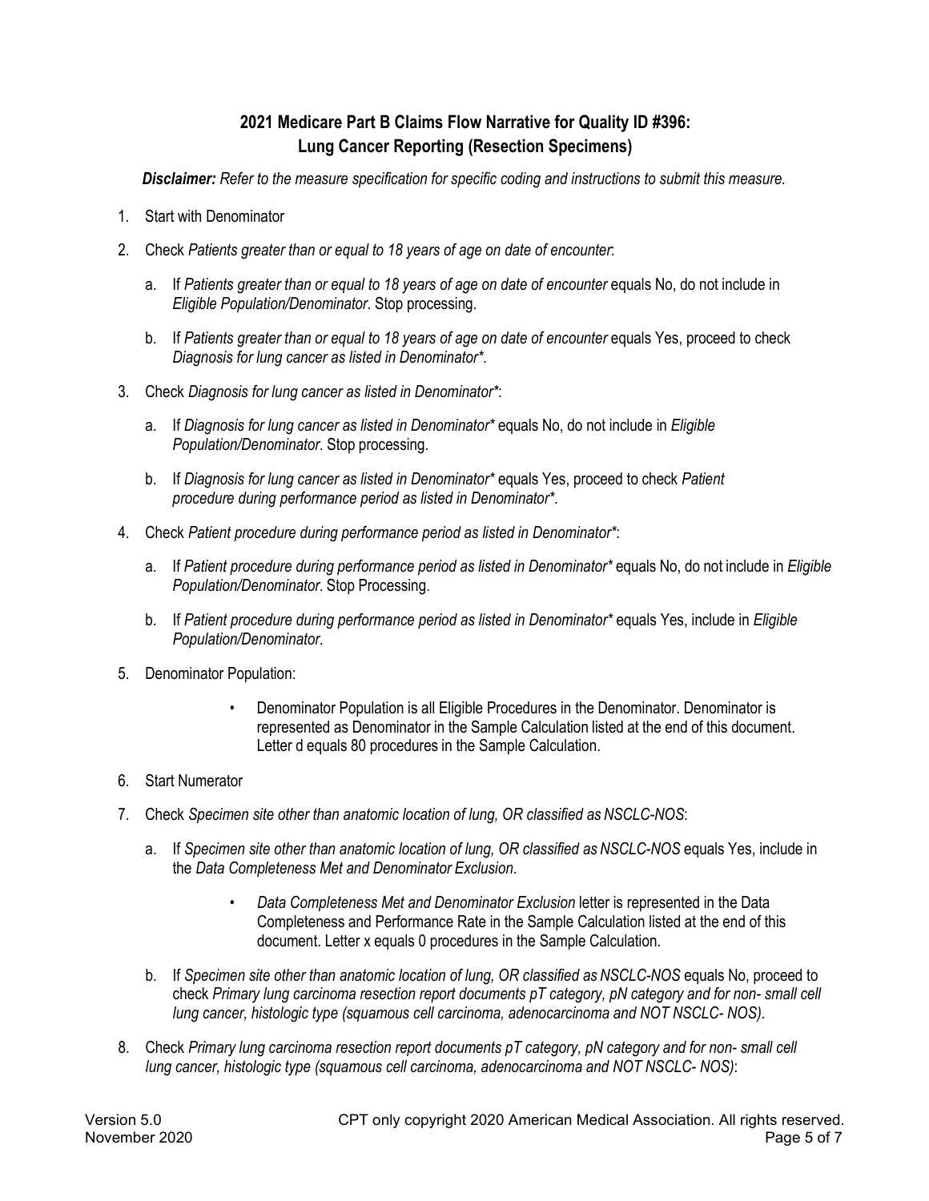## 2021 Medicare Part B Claims Flow Narrative for Quality ID #396: Lung Cancer Reporting (Resection Specimens)

***Disclaimer:*** *Refer to the measure specification for specific coding and instructions to submit this measure.*

1. Start with Denominator
2. Check *Patients greater than or equal to 18 years of age on date of encounter*:
   a. If *Patients greater than or equal to 18 years of age on date of encounter* equals No, do not include in *Eligible Population/Denominator*. Stop processing.
   b. If *Patients greater than or equal to 18 years of age on date of encounter* equals Yes, proceed to check *Diagnosis for lung cancer as listed in Denominator**.
3. Check *Diagnosis for lung cancer as listed in Denominator**:
   a. If *Diagnosis for lung cancer as listed in Denominator** equals No, do not include in *Eligible Population/Denominator*. Stop processing.
   b. If *Diagnosis for lung cancer as listed in Denominator** equals Yes, proceed to check *Patient procedure during performance period as listed in Denominator**.
4. Check *Patient procedure during performance period as listed in Denominator**:
   a. If *Patient procedure during performance period as listed in Denominator** equals No, do not include in *Eligible Population/Denominator*. Stop Processing.
   b. If *Patient procedure during performance period as listed in Denominator** equals Yes, include in *Eligible Population/Denominator*.
5. Denominator Population:
   - Denominator Population is all Eligible Procedures in the Denominator. Denominator is represented as Denominator in the Sample Calculation listed at the end of this document. Letter d equals 80 procedures in the Sample Calculation.
6. Start Numerator
7. Check *Specimen site other than anatomic location of lung, OR classified as NSCLC-NOS*:
   a. If *Specimen site other than anatomic location of lung, OR classified as NSCLC-NOS* equals Yes, include in the *Data Completeness Met and Denominator Exclusion*.
      - *Data Completeness Met and Denominator Exclusion* letter is represented in the Data Completeness and Performance Rate in the Sample Calculation listed at the end of this document. Letter x equals 0 procedures in the Sample Calculation.
   b. If *Specimen site other than anatomic location of lung, OR classified as NSCLC-NOS* equals No, proceed to check *Primary lung carcinoma resection report documents pT category, pN category and for non- small cell lung cancer, histologic type (squamous cell carcinoma, adenocarcinoma and NOT NSCLC- NOS)*.
8. Check *Primary lung carcinoma resection report documents pT category, pN category and for non- small cell lung cancer, histologic type (squamous cell carcinoma, adenocarcinoma and NOT NSCLC- NOS)*:

Version 5.0
November 2020

CPT only copyright 2020 American Medical Association. All rights reserved.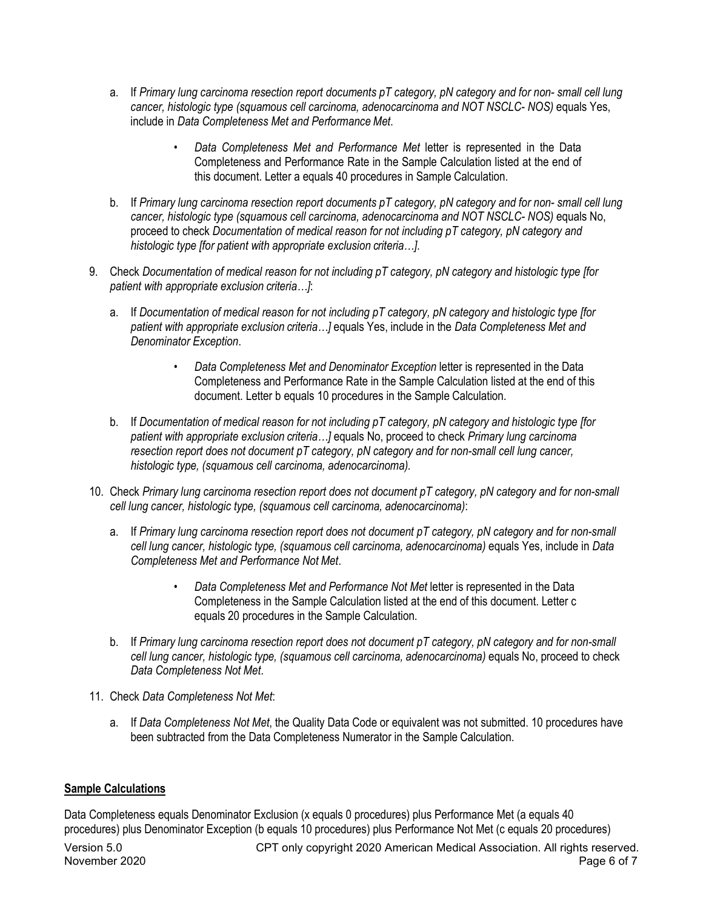a. If *Primary lung carcinoma resection report documents pT category, pN category and for non- small cell lung cancer, histologic type (squamous cell carcinoma, adenocarcinoma and NOT NSCLC- NOS)* equals Yes, include in *Data Completeness Met and Performance Met*.

   - *Data Completeness Met and Performance Met* letter is represented in the Data Completeness and Performance Rate in the Sample Calculation listed at the end of this document. Letter a equals 40 procedures in Sample Calculation.

b. If *Primary lung carcinoma resection report documents pT category, pN category and for non- small cell lung cancer, histologic type (squamous cell carcinoma, adenocarcinoma and NOT NSCLC- NOS)* equals No, proceed to check *Documentation of medical reason for not including pT category, pN category and histologic type [for patient with appropriate exclusion criteria…]*.

9. Check *Documentation of medical reason for not including pT category, pN category and histologic type [for patient with appropriate exclusion criteria…]*:

   a. If *Documentation of medical reason for not including pT category, pN category and histologic type [for patient with appropriate exclusion criteria…]* equals Yes, include in the *Data Completeness Met and Denominator Exception*.

      - *Data Completeness Met and Denominator Exception* letter is represented in the Data Completeness and Performance Rate in the Sample Calculation listed at the end of this document. Letter b equals 10 procedures in the Sample Calculation.

   b. If *Documentation of medical reason for not including pT category, pN category and histologic type [for patient with appropriate exclusion criteria…]* equals No, proceed to check *Primary lung carcinoma resection report does not document pT category, pN category and for non-small cell lung cancer, histologic type, (squamous cell carcinoma, adenocarcinoma).*

10. Check *Primary lung carcinoma resection report does not document pT category, pN category and for non-small cell lung cancer, histologic type, (squamous cell carcinoma, adenocarcinoma)*:

    a. If *Primary lung carcinoma resection report does not document pT category, pN category and for non-small cell lung cancer, histologic type, (squamous cell carcinoma, adenocarcinoma)* equals Yes, include in *Data Completeness Met and Performance Not Met*.

       - *Data Completeness Met and Performance Not Met* letter is represented in the Data Completeness in the Sample Calculation listed at the end of this document. Letter c equals 20 procedures in the Sample Calculation.

    b. If *Primary lung carcinoma resection report does not document pT category, pN category and for non-small cell lung cancer, histologic type, (squamous cell carcinoma, adenocarcinoma)* equals No, proceed to check *Data Completeness Not Met*.

11. Check *Data Completeness Not Met*:

    a. If *Data Completeness Not Met*, the Quality Data Code or equivalent was not submitted. 10 procedures have been subtracted from the Data Completeness Numerator in the Sample Calculation.

**Sample Calculations**

Data Completeness equals Denominator Exclusion (x equals 0 procedures) plus Performance Met (a equals 40 procedures) plus Denominator Exception (b equals 10 procedures) plus Performance Not Met (c equals 20 procedures)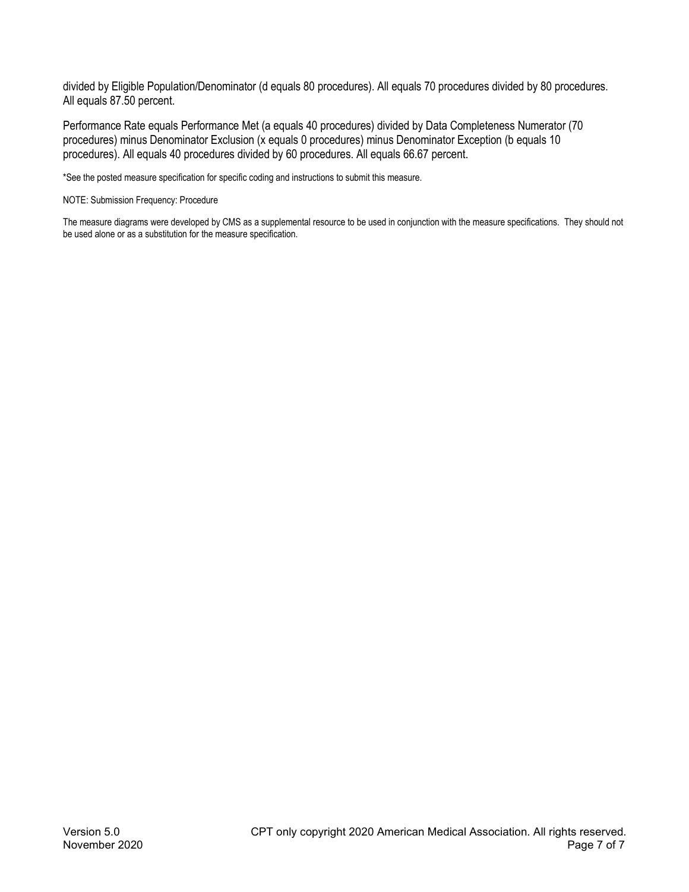divided by Eligible Population/Denominator (d equals 80 procedures). All equals 70 procedures divided by 80 procedures. All equals 87.50 percent.

Performance Rate equals Performance Met (a equals 40 procedures) divided by Data Completeness Numerator (70 procedures) minus Denominator Exclusion (x equals 0 procedures) minus Denominator Exception (b equals 10 procedures). All equals 40 procedures divided by 60 procedures. All equals 66.67 percent.

*See the posted measure specification for specific coding and instructions to submit this measure.

NOTE: Submission Frequency: Procedure

The measure diagrams were developed by CMS as a supplemental resource to be used in conjunction with the measure specifications. They should not be used alone or as a substitution for the measure specification.

Version 5.0
November 2020

CPT only copyright 2020 American Medical Association. All rights reserved.